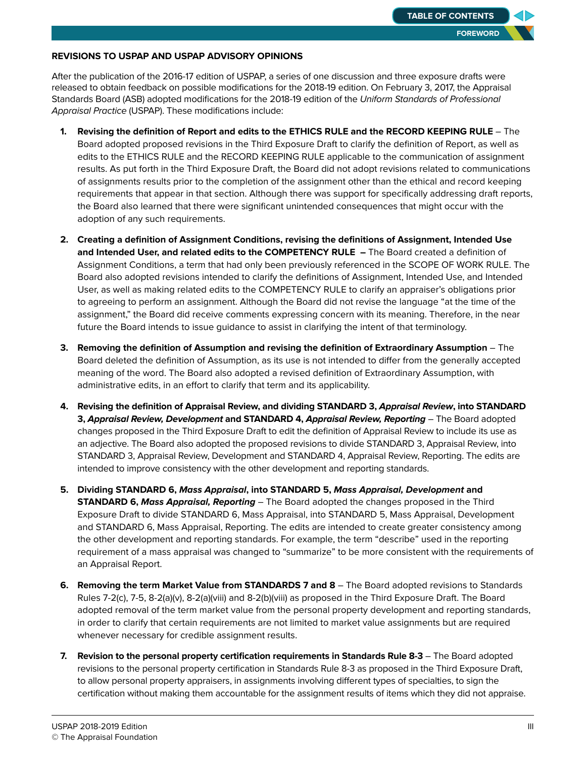## REVISIONS TO USPAP AND USPAP ADVISORY OPINIONS

After the publication of the 2016-17 edition of USPAP, a series of one discussion and three exposure drafts were released to obtain feedback on possible modifications for the 2018-19 edition. On February 3, 2017, the Appraisal Standards Board (ASB) adopted modifications for the 2018-19 edition of the *Uniform Standards of Professional Appraisal Practice* (USPAP). These modifications include:

1. **Revising the definition of Report and edits to the ETHICS RULE and the RECORD KEEPING RULE** – The Board adopted proposed revisions in the Third Exposure Draft to clarify the definition of Report, as well as edits to the ETHICS RULE and the RECORD KEEPING RULE applicable to the communication of assignment results. As put forth in the Third Exposure Draft, the Board did not adopt revisions related to communications of assignments results prior to the completion of the assignment other than the ethical and record keeping requirements that appear in that section. Although there was support for specifically addressing draft reports, the Board also learned that there were significant unintended consequences that might occur with the adoption of any such requirements.

2. **Creating a definition of Assignment Conditions, revising the definitions of Assignment, Intended Use and Intended User, and related edits to the COMPETENCY RULE –** The Board created a definition of Assignment Conditions, a term that had only been previously referenced in the SCOPE OF WORK RULE. The Board also adopted revisions intended to clarify the definitions of Assignment, Intended Use, and Intended User, as well as making related edits to the COMPETENCY RULE to clarify an appraiser's obligations prior to agreeing to perform an assignment. Although the Board did not revise the language "at the time of the assignment," the Board did receive comments expressing concern with its meaning. Therefore, in the near future the Board intends to issue guidance to assist in clarifying the intent of that terminology.

3. **Removing the definition of Assumption and revising the definition of Extraordinary Assumption** – The Board deleted the definition of Assumption, as its use is not intended to differ from the generally accepted meaning of the word. The Board also adopted a revised definition of Extraordinary Assumption, with administrative edits, in an effort to clarify that term and its applicability.

4. **Revising the definition of Appraisal Review, and dividing STANDARD 3, *Appraisal Review*, into STANDARD 3, *Appraisal Review, Development* and STANDARD 4, *Appraisal Review, Reporting*** – The Board adopted changes proposed in the Third Exposure Draft to edit the definition of Appraisal Review to include its use as an adjective. The Board also adopted the proposed revisions to divide STANDARD 3, Appraisal Review, into STANDARD 3, Appraisal Review, Development and STANDARD 4, Appraisal Review, Reporting. The edits are intended to improve consistency with the other development and reporting standards.

5. **Dividing STANDARD 6, *Mass Appraisal*, into STANDARD 5, *Mass Appraisal, Development* and STANDARD 6, *Mass Appraisal, Reporting*** – The Board adopted the changes proposed in the Third Exposure Draft to divide STANDARD 6, Mass Appraisal, into STANDARD 5, Mass Appraisal, Development and STANDARD 6, Mass Appraisal, Reporting. The edits are intended to create greater consistency among the other development and reporting standards. For example, the term "describe" used in the reporting requirement of a mass appraisal was changed to "summarize" to be more consistent with the requirements of an Appraisal Report.

6. **Removing the term Market Value from STANDARDS 7 and 8** – The Board adopted revisions to Standards Rules 7-2(c), 7-5, 8-2(a)(v), 8-2(a)(viii) and 8-2(b)(viii) as proposed in the Third Exposure Draft. The Board adopted removal of the term market value from the personal property development and reporting standards, in order to clarify that certain requirements are not limited to market value assignments but are required whenever necessary for credible assignment results.

7. **Revision to the personal property certification requirements in Standards Rule 8-3** – The Board adopted revisions to the personal property certification in Standards Rule 8-3 as proposed in the Third Exposure Draft, to allow personal property appraisers, in assignments involving different types of specialties, to sign the certification without making them accountable for the assignment results of items which they did not appraise.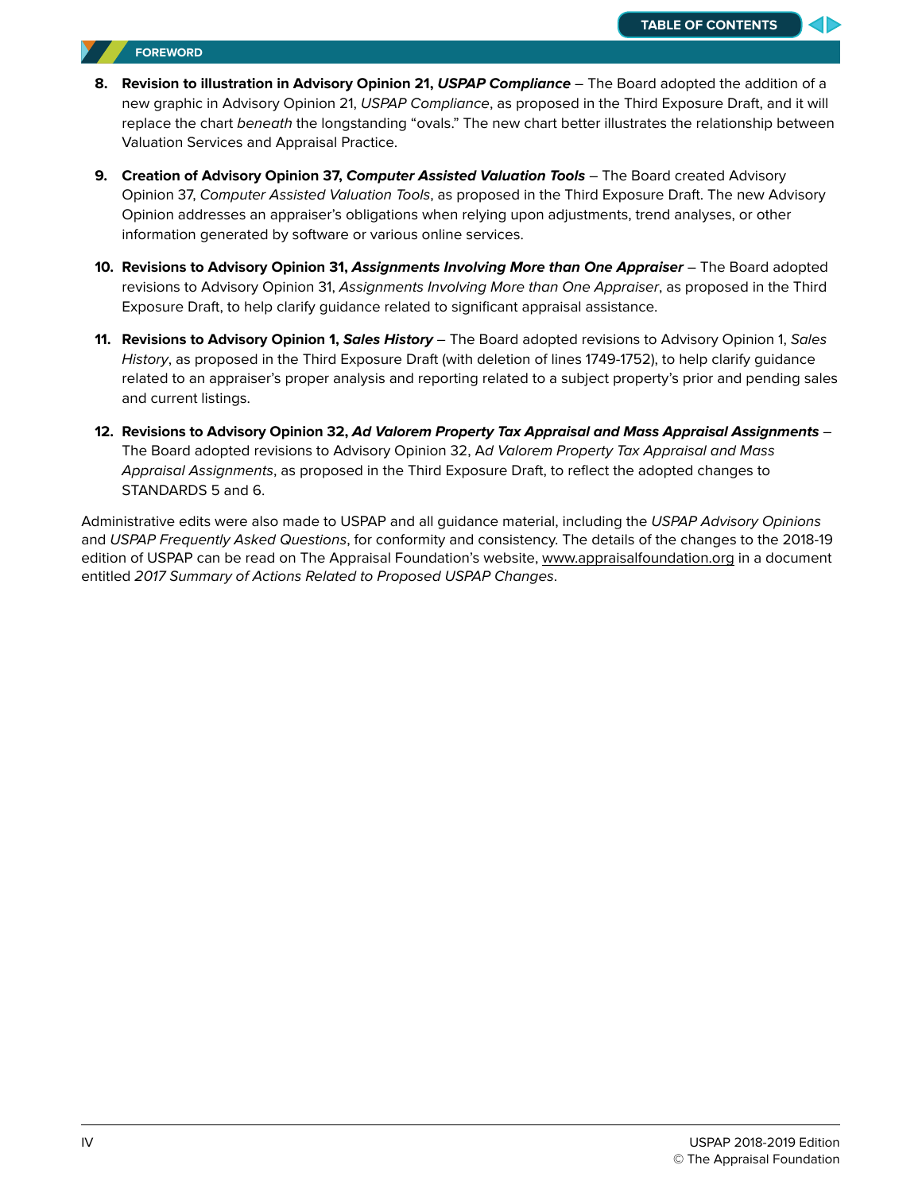8. **Revision to illustration in Advisory Opinion 21, *USPAP Compliance*** – The Board adopted the addition of a new graphic in Advisory Opinion 21, *USPAP Compliance*, as proposed in the Third Exposure Draft, and it will replace the chart *beneath* the longstanding "ovals." The new chart better illustrates the relationship between Valuation Services and Appraisal Practice.

9. **Creation of Advisory Opinion 37, *Computer Assisted Valuation Tools*** – The Board created Advisory Opinion 37, *Computer Assisted Valuation Tools*, as proposed in the Third Exposure Draft. The new Advisory Opinion addresses an appraiser's obligations when relying upon adjustments, trend analyses, or other information generated by software or various online services.

10. **Revisions to Advisory Opinion 31, *Assignments Involving More than One Appraiser*** – The Board adopted revisions to Advisory Opinion 31, *Assignments Involving More than One Appraiser*, as proposed in the Third Exposure Draft, to help clarify guidance related to significant appraisal assistance.

11. **Revisions to Advisory Opinion 1, *Sales History*** – The Board adopted revisions to Advisory Opinion 1, *Sales History*, as proposed in the Third Exposure Draft (with deletion of lines 1749-1752), to help clarify guidance related to an appraiser's proper analysis and reporting related to a subject property's prior and pending sales and current listings.

12. **Revisions to Advisory Opinion 32, *Ad Valorem Property Tax Appraisal and Mass Appraisal Assignments*** – The Board adopted revisions to Advisory Opinion 32, A*d Valorem Property Tax Appraisal and Mass Appraisal Assignments*, as proposed in the Third Exposure Draft, to reflect the adopted changes to STANDARDS 5 and 6.

Administrative edits were also made to USPAP and all guidance material, including the *USPAP Advisory Opinions* and *USPAP Frequently Asked Questions*, for conformity and consistency. The details of the changes to the 2018-19 edition of USPAP can be read on The Appraisal Foundation's website, www.appraisalfoundation.org in a document entitled *2017 Summary of Actions Related to Proposed USPAP Changes*.